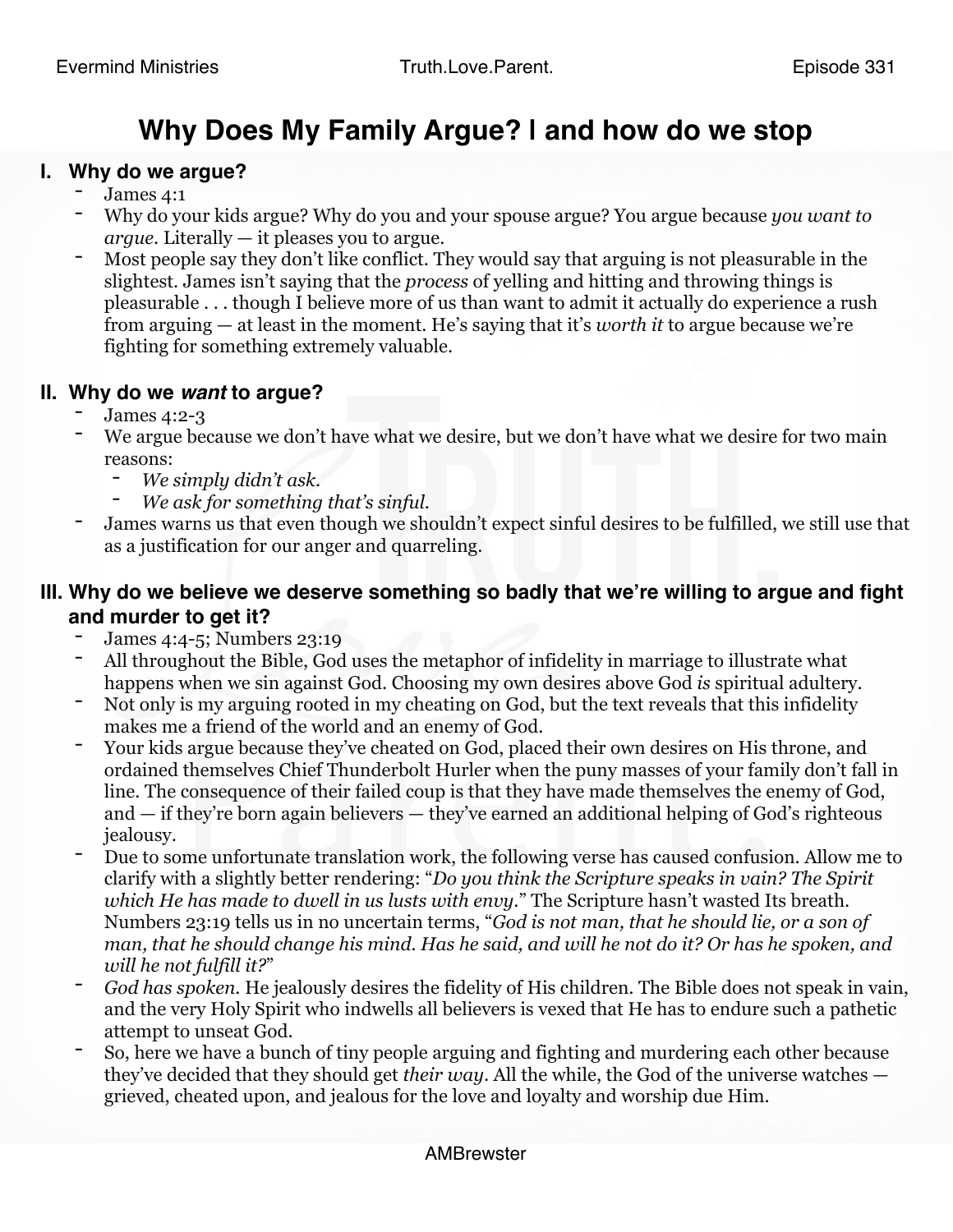# Why Does My Family Argue? | and how do we stop

## I. Why do we argue?

- James 4:1
- Why do your kids argue? Why do you and your spouse argue? You argue because *you want to argue*. Literally — it pleases you to argue.
- Most people say they don't like conflict. They would say that arguing is not pleasurable in the slightest. James isn't saying that the *process* of yelling and hitting and throwing things is pleasurable . . . though I believe more of us than want to admit it actually do experience a rush from arguing — at least in the moment. He's saying that it's *worth it* to argue because we're fighting for something extremely valuable.

## II. Why do we *want* to argue?

- James 4:2-3
- We argue because we don't have what we desire, but we don't have what we desire for two main reasons:
  - *We simply didn't ask.*
  - *We ask for something that's sinful.*
- James warns us that even though we shouldn't expect sinful desires to be fulfilled, we still use that as a justification for our anger and quarreling.

## III. Why do we believe we deserve something so badly that we're willing to argue and fight and murder to get it?

- James 4:4-5; Numbers 23:19
- All throughout the Bible, God uses the metaphor of infidelity in marriage to illustrate what happens when we sin against God. Choosing my own desires above God *is* spiritual adultery.
- Not only is my arguing rooted in my cheating on God, but the text reveals that this infidelity makes me a friend of the world and an enemy of God.
- Your kids argue because they've cheated on God, placed their own desires on His throne, and ordained themselves Chief Thunderbolt Hurler when the puny masses of your family don't fall in line. The consequence of their failed coup is that they have made themselves the enemy of God, and — if they're born again believers — they've earned an additional helping of God's righteous jealousy.
- Due to some unfortunate translation work, the following verse has caused confusion. Allow me to clarify with a slightly better rendering: "*Do you think the Scripture speaks in vain? The Spirit which He has made to dwell in us lusts with envy.*" The Scripture hasn't wasted Its breath. Numbers 23:19 tells us in no uncertain terms, "*God is not man, that he should lie, or a son of man, that he should change his mind. Has he said, and will he not do it? Or has he spoken, and will he not fulfill it?*"
- *God has spoken*. He jealously desires the fidelity of His children. The Bible does not speak in vain, and the very Holy Spirit who indwells all believers is vexed that He has to endure such a pathetic attempt to unseat God.
- So, here we have a bunch of tiny people arguing and fighting and murdering each other because they've decided that they should get *their way*. All the while, the God of the universe watches — grieved, cheated upon, and jealous for the love and loyalty and worship due Him.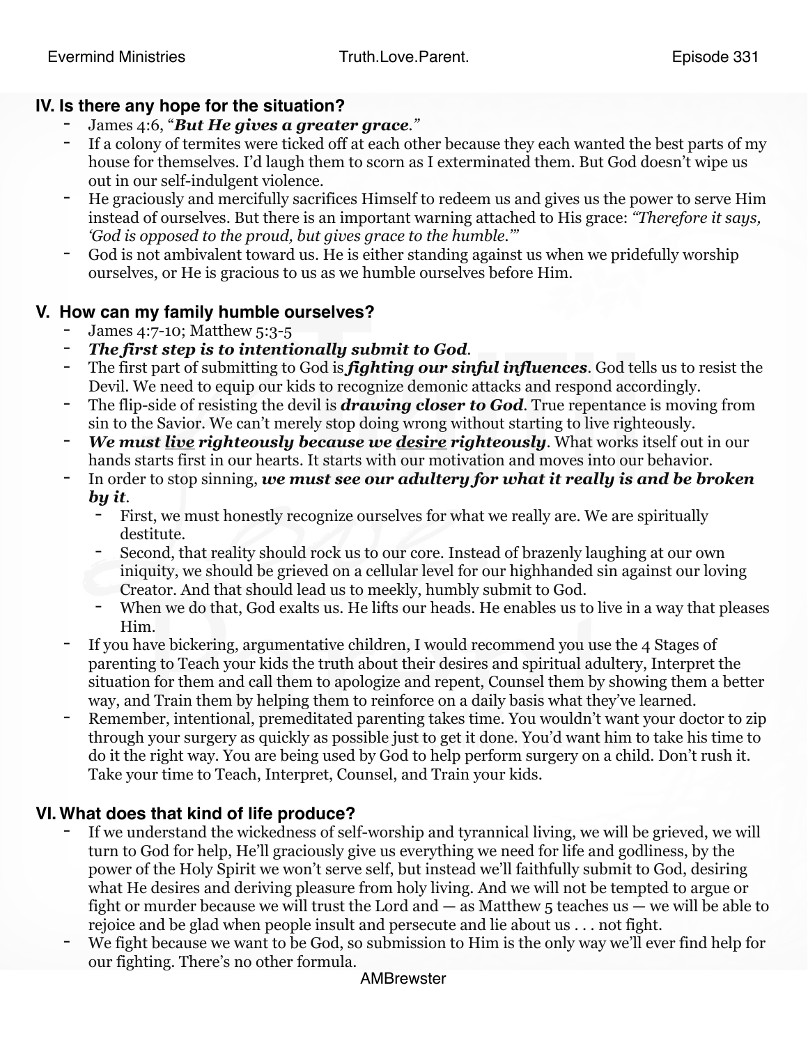## IV. Is there any hope for the situation?

- James 4:6, “***But He gives a greater grace***.”
- If a colony of termites were ticked off at each other because they each wanted the best parts of my house for themselves. I’d laugh them to scorn as I exterminated them. But God doesn’t wipe us out in our self-indulgent violence.
- He graciously and mercifully sacrifices Himself to redeem us and gives us the power to serve Him instead of ourselves. But there is an important warning attached to His grace: *“Therefore it says, ‘God is opposed to the proud, but gives grace to the humble.’”*
- God is not ambivalent toward us. He is either standing against us when we pridefully worship ourselves, or He is gracious to us as we humble ourselves before Him.

## V. How can my family humble ourselves?

- James 4:7-10; Matthew 5:3-5
- ***The first step is to intentionally submit to God***.
- The first part of submitting to God is ***fighting our sinful influences***. God tells us to resist the Devil. We need to equip our kids to recognize demonic attacks and respond accordingly.
- The flip-side of resisting the devil is ***drawing closer to God***. True repentance is moving from sin to the Savior. We can’t merely stop doing wrong without starting to live righteously.
- ***We must <u>live</u> righteously because we <u>desire</u> righteously***. What works itself out in our hands starts first in our hearts. It starts with our motivation and moves into our behavior.
- In order to stop sinning, ***we must see our adultery for what it really is and be broken by it***.
  - First, we must honestly recognize ourselves for what we really are. We are spiritually destitute.
  - Second, that reality should rock us to our core. Instead of brazenly laughing at our own iniquity, we should be grieved on a cellular level for our highhanded sin against our loving Creator. And that should lead us to meekly, humbly submit to God.
  - When we do that, God exalts us. He lifts our heads. He enables us to live in a way that pleases Him.
- If you have bickering, argumentative children, I would recommend you use the 4 Stages of parenting to Teach your kids the truth about their desires and spiritual adultery, Interpret the situation for them and call them to apologize and repent, Counsel them by showing them a better way, and Train them by helping them to reinforce on a daily basis what they’ve learned.
- Remember, intentional, premeditated parenting takes time. You wouldn’t want your doctor to zip through your surgery as quickly as possible just to get it done. You’d want him to take his time to do it the right way. You are being used by God to help perform surgery on a child. Don’t rush it. Take your time to Teach, Interpret, Counsel, and Train your kids.

## VI. What does that kind of life produce?

- If we understand the wickedness of self-worship and tyrannical living, we will be grieved, we will turn to God for help, He’ll graciously give us everything we need for life and godliness, by the power of the Holy Spirit we won’t serve self, but instead we’ll faithfully submit to God, desiring what He desires and deriving pleasure from holy living. And we will not be tempted to argue or fight or murder because we will trust the Lord and — as Matthew 5 teaches us — we will be able to rejoice and be glad when people insult and persecute and lie about us . . . not fight.
- We fight because we want to be God, so submission to Him is the only way we’ll ever find help for our fighting. There’s no other formula.